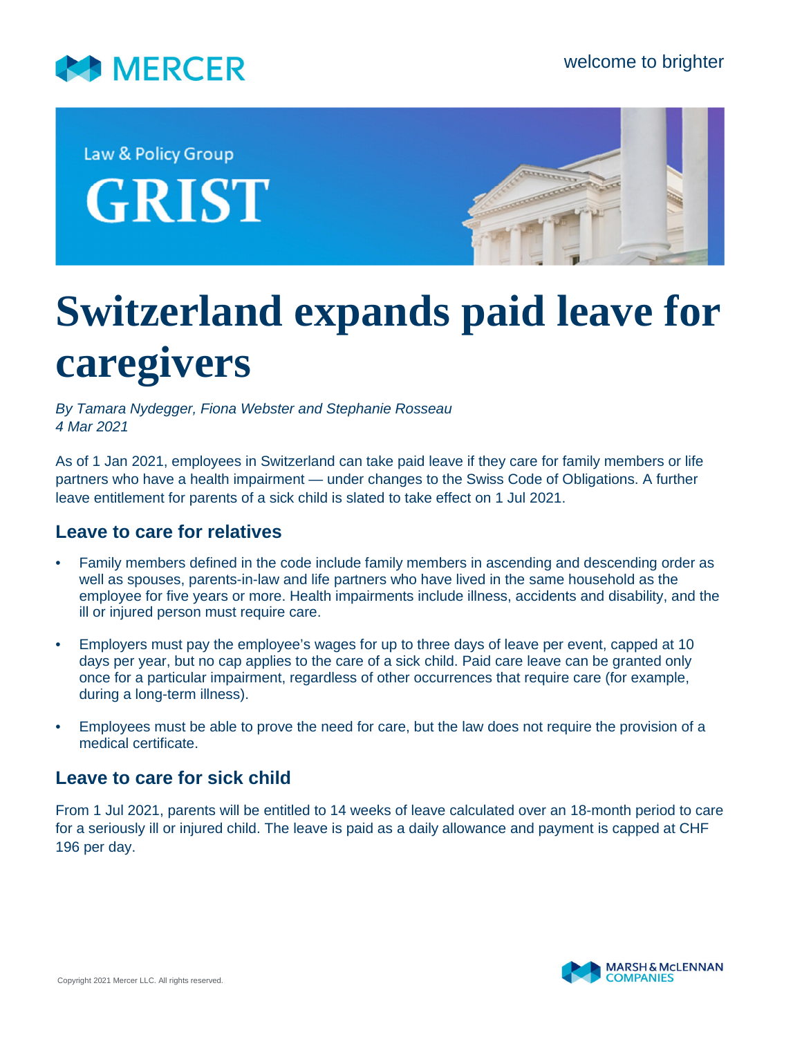MERCER

welcome to brighter

Law & Policy Group

GRIST

# Switzerland expands paid leave for caregivers

*By Tamara Nydegger, Fiona Webster and Stephanie Rosseau*
*4 Mar 2021*

As of 1 Jan 2021, employees in Switzerland can take paid leave if they care for family members or life partners who have a health impairment — under changes to the Swiss Code of Obligations. A further leave entitlement for parents of a sick child is slated to take effect on 1 Jul 2021.

## Leave to care for relatives

- Family members defined in the code include family members in ascending and descending order as well as spouses, parents-in-law and life partners who have lived in the same household as the employee for five years or more. Health impairments include illness, accidents and disability, and the ill or injured person must require care.
- Employers must pay the employee's wages for up to three days of leave per event, capped at 10 days per year, but no cap applies to the care of a sick child. Paid care leave can be granted only once for a particular impairment, regardless of other occurrences that require care (for example, during a long-term illness).
- Employees must be able to prove the need for care, but the law does not require the provision of a medical certificate.

## Leave to care for sick child

From 1 Jul 2021, parents will be entitled to 14 weeks of leave calculated over an 18-month period to care for a seriously ill or injured child. The leave is paid as a daily allowance and payment is capped at CHF 196 per day.

Copyright 2021 Mercer LLC. All rights reserved.

MARSH & McLENNAN COMPANIES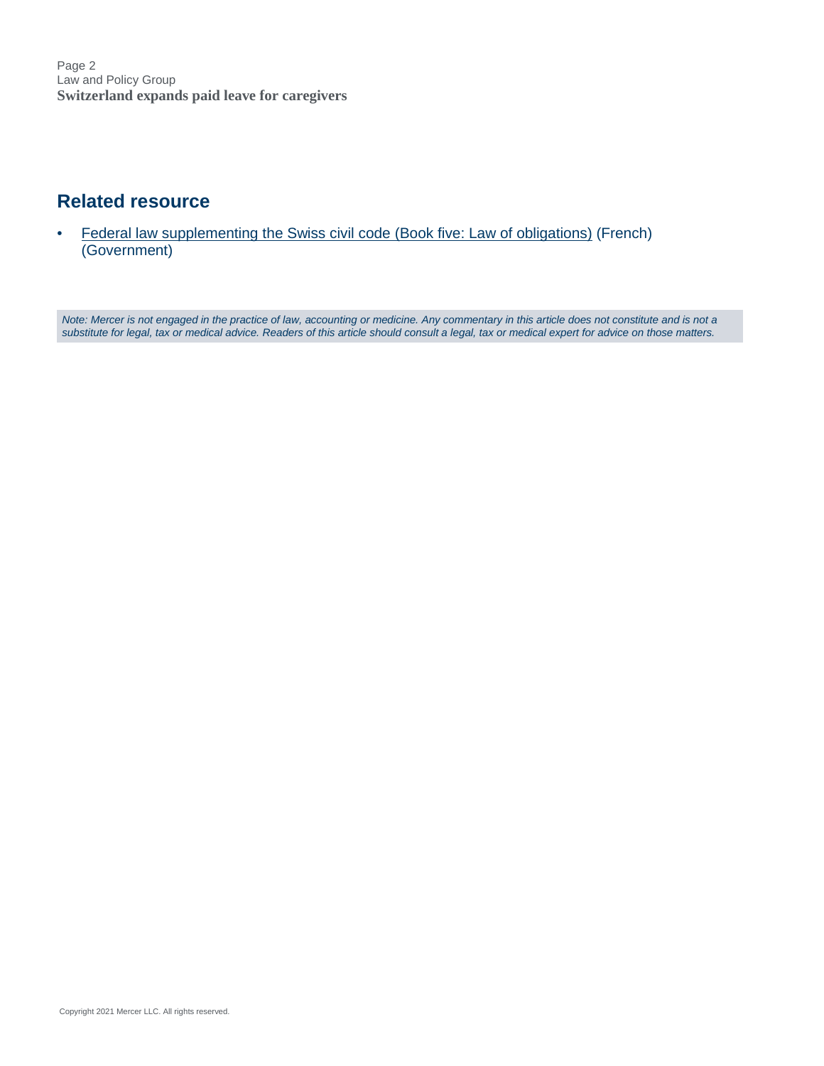## Related resource

- Federal law supplementing the Swiss civil code (Book five: Law of obligations) (French) (Government)

*Note: Mercer is not engaged in the practice of law, accounting or medicine. Any commentary in this article does not constitute and is not a substitute for legal, tax or medical advice. Readers of this article should consult a legal, tax or medical expert for advice on those matters.*

Copyright 2021 Mercer LLC. All rights reserved.